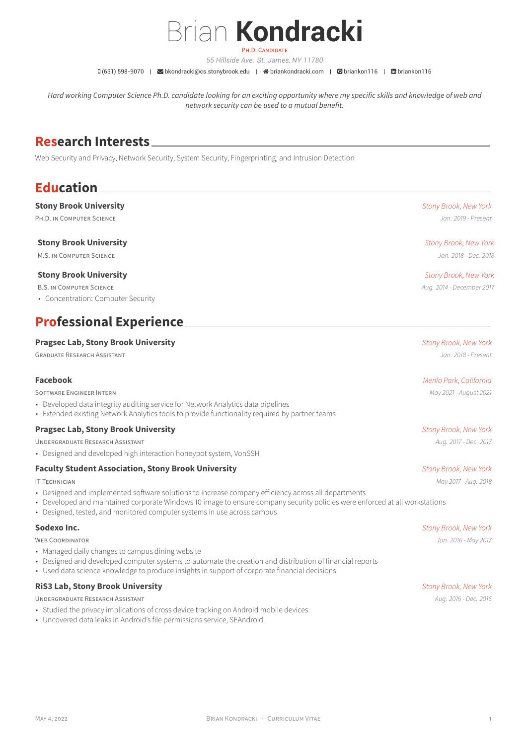# Brian **Kondracki**

PH.D. CANDIDATE

*55 Hillside Ave. St. James, NY 11780*

(631) 598-9070 | bkondracki@cs.stonybrook.edu | briankondracki.com | briankon116 | briankon116

*Hard working Computer Science Ph.D. candidate looking for an exciting opportunity where my specific skills and knowledge of web and network security can be used to a mutual benefit.*

## Research Interests

Web Security and Privacy, Network Security, System Security, Fingerprinting, and Intrusion Detection

## Education

**Stony Brook University** — *Stony Brook, New York*
PH.D. IN COMPUTER SCIENCE — *Jan. 2019 - Present*

**Stony Brook University** — *Stony Brook, New York*
M.S. IN COMPUTER SCIENCE — *Jan. 2018 - Dec. 2018*

**Stony Brook University** — *Stony Brook, New York*
B.S. IN COMPUTER SCIENCE — *Aug. 2014 - December 2017*

- Concentration: Computer Security

## Professional Experience

**Pragsec Lab, Stony Brook University** — *Stony Brook, New York*
GRADUATE RESEARCH ASSISTANT — *Jan. 2018 - Present*

**Facebook** — *Menlo Park, California*
SOFTWARE ENGINEER INTERN — *May 2021 - August 2021*

- Developed data integrity auditing service for Network Analytics data pipelines
- Extended existing Network Analytics tools to provide functionality required by partner teams

**Pragsec Lab, Stony Brook University** — *Stony Brook, New York*
UNDERGRADUATE RESEARCH ASSISTANT — *Aug. 2017 - Dec. 2017*

- Designed and developed high interaction honeypot system, VonSSH

**Faculty Student Association, Stony Brook University** — *Stony Brook, New York*
IT TECHNICIAN — *May 2017 - Aug. 2018*

- Designed and implemented software solutions to increase company efficiency across all departments
- Developed and maintained corporate Windows 10 image to ensure company security policies were enforced at all workstations
- Designed, tested, and monitored computer systems in use across campus

**Sodexo Inc.** — *Stony Brook, New York*
WEB COORDINATOR — *Jan. 2016 - May 2017*

- Managed daily changes to campus dining website
- Designed and developed computer systems to automate the creation and distribution of financial reports
- Used data science knowledge to produce insights in support of corporate financial decisions

**RiS3 Lab, Stony Brook University** — *Stony Brook, New York*
UNDERGRADUATE RESEARCH ASSISTANT — *Aug. 2016 - Dec. 2016*

- Studied the privacy implications of cross device tracking on Android mobile devices
- Uncovered data leaks in Android's file permissions service, SEAndroid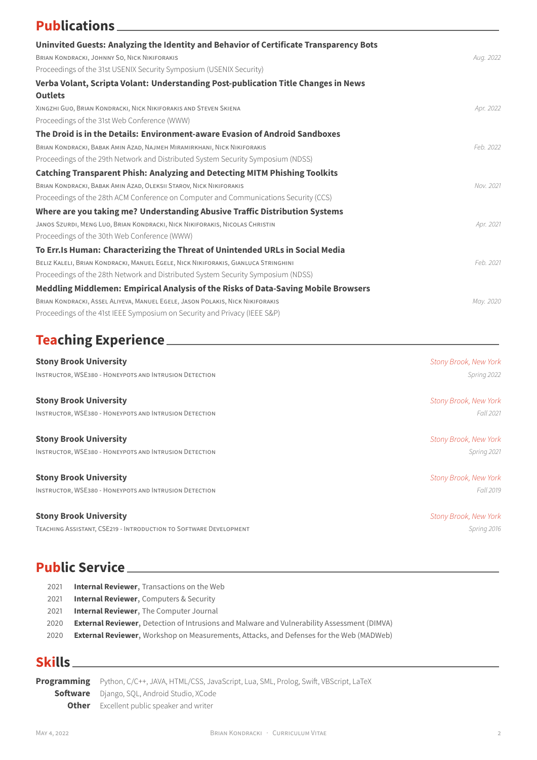## Publications

**Uninvited Guests: Analyzing the Identity and Behavior of Certificate Transparency Bots**
Brian Kondracki, Johnny So, Nick Nikiforakis — *Aug. 2022*
Proceedings of the 31st USENIX Security Symposium (USENIX Security)

**Verba Volant, Scripta Volant: Understanding Post-publication Title Changes in News Outlets**
Xingzhi Guo, Brian Kondracki, Nick Nikiforakis and Steven Skiena — *Apr. 2022*
Proceedings of the 31st Web Conference (WWW)

**The Droid is in the Details: Environment-aware Evasion of Android Sandboxes**
Brian Kondracki, Babak Amin Azad, Najmeh Miramirkhani, Nick Nikiforakis — *Feb. 2022*
Proceedings of the 29th Network and Distributed System Security Symposium (NDSS)

**Catching Transparent Phish: Analyzing and Detecting MITM Phishing Toolkits**
Brian Kondracki, Babak Amin Azad, Oleksii Starov, Nick Nikiforakis — *Nov. 2021*
Proceedings of the 28th ACM Conference on Computer and Communications Security (CCS)

**Where are you taking me? Understanding Abusive Traffic Distribution Systems**
Janos Szurdi, Meng Luo, Brian Kondracki, Nick Nikiforakis, Nicolas Christin — *Apr. 2021*
Proceedings of the 30th Web Conference (WWW)

**To Err.Is Human: Characterizing the Threat of Unintended URLs in Social Media**
Beliz Kaleli, Brian Kondracki, Manuel Egele, Nick Nikiforakis, Gianluca Stringhini — *Feb. 2021*
Proceedings of the 28th Network and Distributed System Security Symposium (NDSS)

**Meddling Middlemen: Empirical Analysis of the Risks of Data-Saving Mobile Browsers**
Brian Kondracki, Assel Aliyeva, Manuel Egele, Jason Polakis, Nick Nikiforakis — *May. 2020*
Proceedings of the 41st IEEE Symposium on Security and Privacy (IEEE S&P)

## Teaching Experience

**Stony Brook University** — *Stony Brook, New York*
Instructor, WSE380 - Honeypots and Intrusion Detection — *Spring 2022*

**Stony Brook University** — *Stony Brook, New York*
Instructor, WSE380 - Honeypots and Intrusion Detection — *Fall 2021*

**Stony Brook University** — *Stony Brook, New York*
Instructor, WSE380 - Honeypots and Intrusion Detection — *Spring 2021*

**Stony Brook University** — *Stony Brook, New York*
Instructor, WSE380 - Honeypots and Intrusion Detection — *Fall 2019*

**Stony Brook University** — *Stony Brook, New York*
Teaching Assistant, CSE219 - Introduction to Software Development — *Spring 2016*

## Public Service

- 2021 **Internal Reviewer**, Transactions on the Web
- 2021 **Internal Reviewer**, Computers & Security
- 2021 **Internal Reviewer**, The Computer Journal
- 2020 **External Reviewer**, Detection of Intrusions and Malware and Vulnerability Assessment (DIMVA)
- 2020 **External Reviewer**, Workshop on Measurements, Attacks, and Defenses for the Web (MADWeb)

## Skills

**Programming** Python, C/C++, JAVA, HTML/CSS, JavaScript, Lua, SML, Prolog, Swift, VBScript, LaTeX
**Software** Django, SQL, Android Studio, XCode
**Other** Excellent public speaker and writer